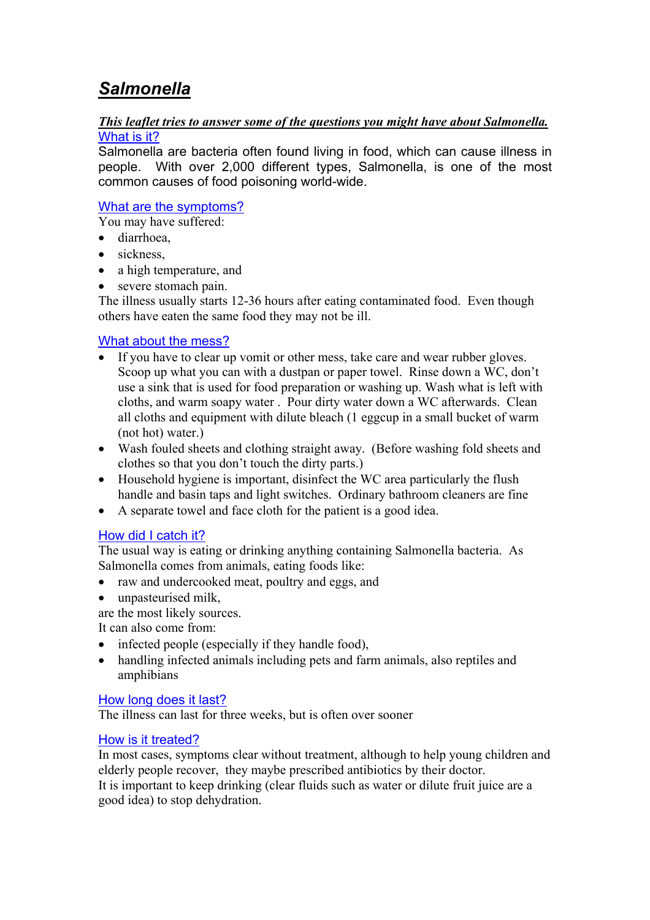# ***Salmonella***

***This leaflet tries to answer some of the questions you might have about Salmonella.***

## What is it?

Salmonella are bacteria often found living in food, which can cause illness in people. With over 2,000 different types, Salmonella, is one of the most common causes of food poisoning world-wide.

## What are the symptoms?

You may have suffered:

- diarrhoea,
- sickness,
- a high temperature, and
- severe stomach pain.

The illness usually starts 12-36 hours after eating contaminated food. Even though others have eaten the same food they may not be ill.

## What about the mess?

- If you have to clear up vomit or other mess, take care and wear rubber gloves. Scoop up what you can with a dustpan or paper towel. Rinse down a WC, don't use a sink that is used for food preparation or washing up. Wash what is left with cloths, and warm soapy water . Pour dirty water down a WC afterwards. Clean all cloths and equipment with dilute bleach (1 eggcup in a small bucket of warm (not hot) water.)
- Wash fouled sheets and clothing straight away. (Before washing fold sheets and clothes so that you don't touch the dirty parts.)
- Household hygiene is important, disinfect the WC area particularly the flush handle and basin taps and light switches. Ordinary bathroom cleaners are fine
- A separate towel and face cloth for the patient is a good idea.

## How did I catch it?

The usual way is eating or drinking anything containing Salmonella bacteria. As Salmonella comes from animals, eating foods like:

- raw and undercooked meat, poultry and eggs, and
- unpasteurised milk,

are the most likely sources.

It can also come from:

- infected people (especially if they handle food),
- handling infected animals including pets and farm animals, also reptiles and amphibians

## How long does it last?

The illness can last for three weeks, but is often over sooner

## How is it treated?

In most cases, symptoms clear without treatment, although to help young children and elderly people recover, they maybe prescribed antibiotics by their doctor.

It is important to keep drinking (clear fluids such as water or dilute fruit juice are a good idea) to stop dehydration.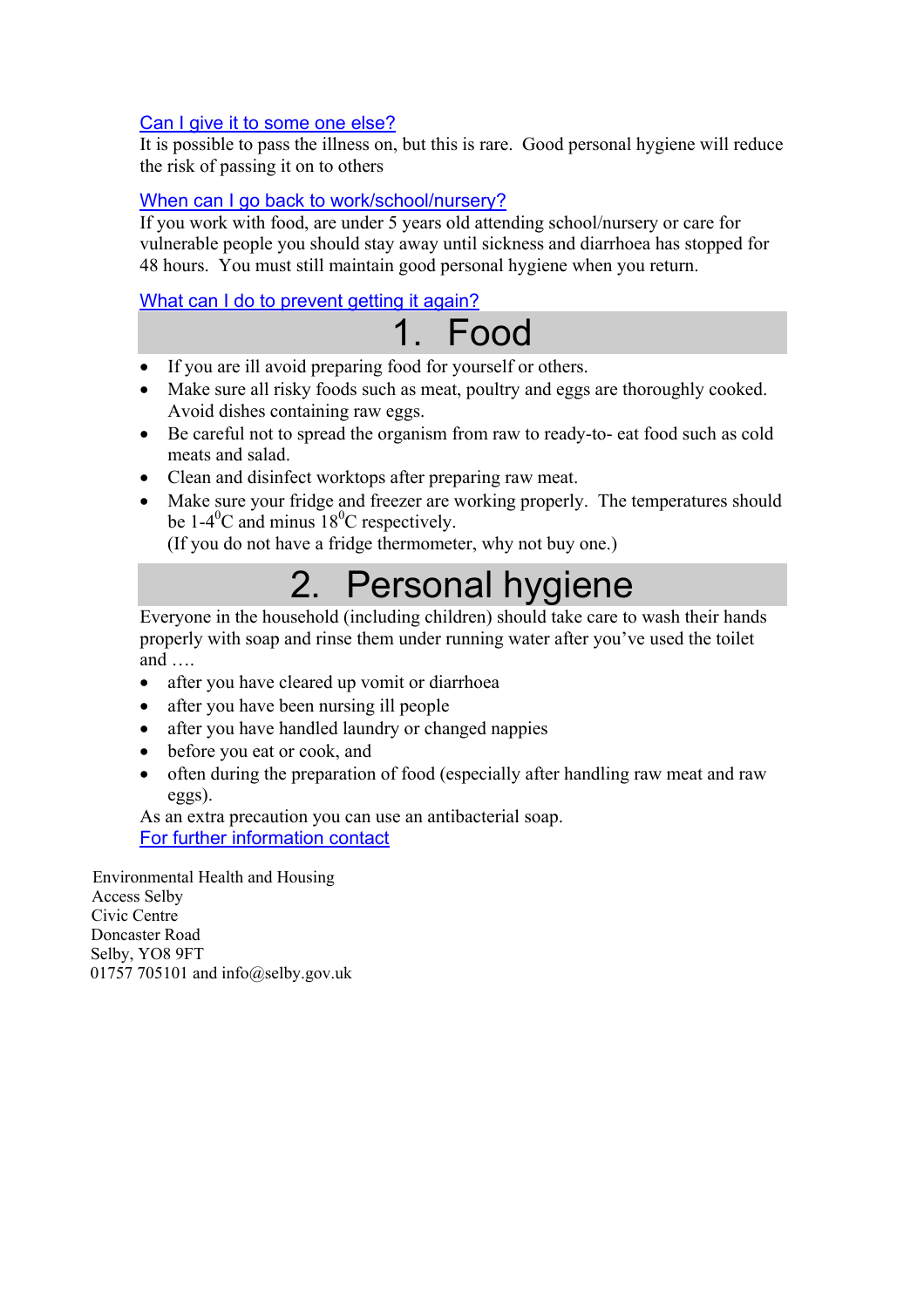### Can I give it to some one else?

It is possible to pass the illness on, but this is rare. Good personal hygiene will reduce the risk of passing it on to others

### When can I go back to work/school/nursery?

If you work with food, are under 5 years old attending school/nursery or care for vulnerable people you should stay away until sickness and diarrhoea has stopped for 48 hours. You must still maintain good personal hygiene when you return.

### What can I do to prevent getting it again?

## 1. Food

- If you are ill avoid preparing food for yourself or others.
- Make sure all risky foods such as meat, poultry and eggs are thoroughly cooked. Avoid dishes containing raw eggs.
- Be careful not to spread the organism from raw to ready-to- eat food such as cold meats and salad.
- Clean and disinfect worktops after preparing raw meat.
- Make sure your fridge and freezer are working properly. The temperatures should be 1-4$^0$C and minus 18$^0$C respectively.
  (If you do not have a fridge thermometer, why not buy one.)

## 2. Personal hygiene

Everyone in the household (including children) should take care to wash their hands properly with soap and rinse them under running water after you've used the toilet and ….

- after you have cleared up vomit or diarrhoea
- after you have been nursing ill people
- after you have handled laundry or changed nappies
- before you eat or cook, and
- often during the preparation of food (especially after handling raw meat and raw eggs).

As an extra precaution you can use an antibacterial soap.

### For further information contact

Environmental Health and Housing
Access Selby
Civic Centre
Doncaster Road
Selby, YO8 9FT
01757 705101 and info@selby.gov.uk